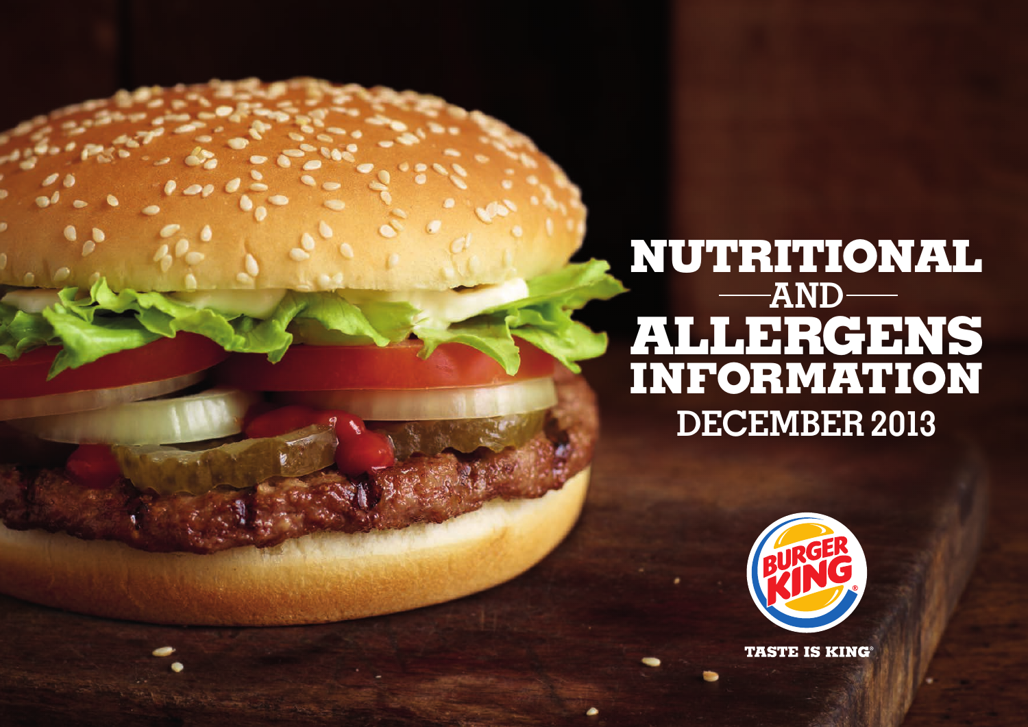# NUTRITIONAL AND ALLERGENS INFORMATION

## DECEMBER 2013

BURGER KING

TASTE IS KING®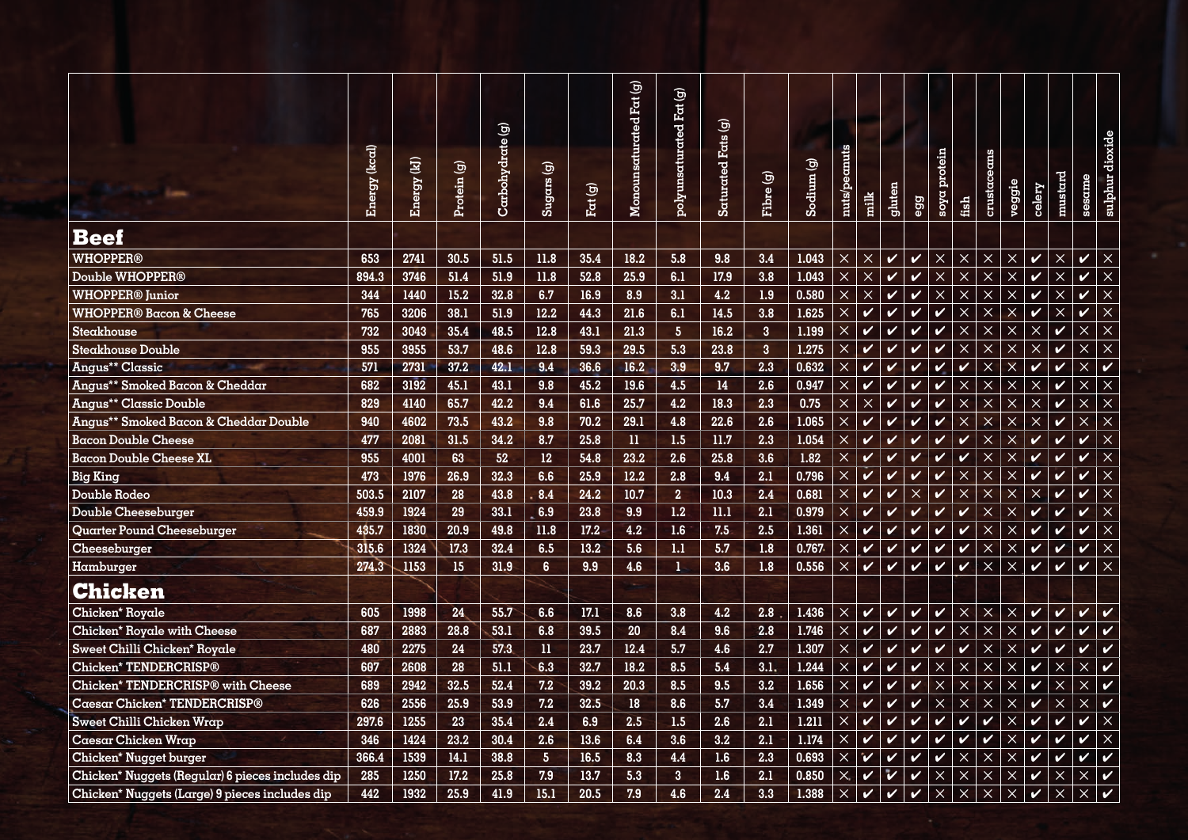| | Energy (kcal) | Energy (kJ) | Protein (g) | Carbohydrate (g) | Sugars (g) | Fat (g) | Monounsaturated Fat (g) | polyunsaturated Fat (g) | Saturated Fats (g) | Fibre (g) | Sodium (g) | nuts/peanuts | milk | gluten | egg | soya protein | fish | crustaceans | veggie | celery | mustard | sesame | sulphur dioxide |
|---|---|---|---|---|---|---|---|---|---|---|---|---|---|---|---|---|---|---|---|---|---|---|---|
| **Beef** | | | | | | | | | | | | | | | | | | | | | | | |
| WHOPPER® | 653 | 2741 | 30.5 | 51.5 | 11.8 | 35.4 | 18.2 | 5.8 | 9.8 | 3.4 | 1.043 | × | × | ✔ | ✔ | × | × | × | × | ✔ | × | ✔ | × |
| Double WHOPPER® | 894.3 | 3746 | 51.4 | 51.9 | 11.8 | 52.8 | 25.9 | 6.1 | 17.9 | 3.8 | 1.043 | × | × | ✔ | ✔ | × | × | × | × | ✔ | × | ✔ | × |
| WHOPPER® Junior | 344 | 1440 | 15.2 | 32.8 | 6.7 | 16.9 | 8.9 | 3.1 | 4.2 | 1.9 | 0.580 | × | × | ✔ | ✔ | × | × | × | × | ✔ | × | ✔ | × |
| WHOPPER® Bacon & Cheese | 765 | 3206 | 38.1 | 51.9 | 12.2 | 44.3 | 21.6 | 6.1 | 14.5 | 3.8 | 1.625 | × | ✔ | ✔ | ✔ | ✔ | × | × | × | ✔ | × | ✔ | × |
| Steakhouse | 732 | 3043 | 35.4 | 48.5 | 12.8 | 43.1 | 21.3 | 5 | 16.2 | 3 | 1.199 | × | ✔ | ✔ | ✔ | ✔ | × | × | × | × | ✔ | × | × |
| Steakhouse Double | 955 | 3955 | 53.7 | 48.6 | 12.8 | 59.3 | 29.5 | 5.3 | 23.8 | 3 | 1.275 | × | ✔ | ✔ | ✔ | ✔ | × | × | × | × | ✔ | × | × |
| Angus** Classic | 571 | 2731 | 37.2 | 42.1 | 9.4 | 36.6 | 16.2 | 3.9 | 9.7 | 2.3 | 0.632 | × | ✔ | ✔ | ✔ | ✔ | ✔ | × | × | ✔ | ✔ | × | ✔ |
| Angus** Smoked Bacon & Cheddar | 682 | 3192 | 45.1 | 43.1 | 9.8 | 45.2 | 19.6 | 4.5 | 14 | 2.6 | 0.947 | × | ✔ | ✔ | ✔ | ✔ | × | × | × | × | ✔ | × | × |
| Angus** Classic Double | 829 | 4140 | 65.7 | 42.2 | 9.4 | 61.6 | 25.7 | 4.2 | 18.3 | 2.3 | 0.75 | × | × | ✔ | ✔ | ✔ | × | × | × | × | ✔ | × | × |
| Angus** Smoked Bacon & Cheddar Double | 940 | 4602 | 73.5 | 43.2 | 9.8 | 70.2 | 29.1 | 4.8 | 22.6 | 2.6 | 1.065 | × | ✔ | ✔ | ✔ | ✔ | × | × | × | × | ✔ | × | × |
| Bacon Double Cheese | 477 | 2081 | 31.5 | 34.2 | 8.7 | 25.8 | 11 | 1.5 | 11.7 | 2.3 | 1.054 | × | ✔ | ✔ | ✔ | ✔ | ✔ | × | × | ✔ | ✔ | ✔ | × |
| Bacon Double Cheese XL | 955 | 4001 | 63 | 52 | 12 | 54.8 | 23.2 | 2.6 | 25.8 | 3.6 | 1.82 | × | ✔ | ✔ | ✔ | ✔ | ✔ | × | × | ✔ | ✔ | ✔ | × |
| Big King | 473 | 1976 | 26.9 | 32.3 | 6.6 | 25.9 | 12.2 | 2.8 | 9.4 | 2.1 | 0.796 | × | ✔ | ✔ | ✔ | ✔ | × | × | × | ✔ | ✔ | ✔ | × |
| Double Rodeo | 503.5 | 2107 | 28 | 43.8 | 8.4 | 24.2 | 10.7 | 2 | 10.3 | 2.4 | 0.681 | × | ✔ | ✔ | × | ✔ | × | × | × | × | ✔ | ✔ | × |
| Double Cheeseburger | 459.9 | 1924 | 29 | 33.1 | 6.9 | 23.8 | 9.9 | 1.2 | 11.1 | 2.1 | 0.979 | × | ✔ | ✔ | ✔ | ✔ | ✔ | × | × | ✔ | ✔ | ✔ | × |
| Quarter Pound Cheeseburger | 435.7 | 1830 | 20.9 | 49.8 | 11.8 | 17.2 | 4.2 | 1.6 | 7.5 | 2.5 | 1.361 | × | ✔ | ✔ | ✔ | ✔ | ✔ | × | × | ✔ | ✔ | ✔ | × |
| Cheeseburger | 315.6 | 1324 | 17.3 | 32.4 | 6.5 | 13.2 | 5.6 | 1.1 | 5.7 | 1.8 | 0.767 | × | ✔ | ✔ | ✔ | ✔ | ✔ | × | × | ✔ | ✔ | ✔ | × |
| Hamburger | 274.3 | 1153 | 15 | 31.9 | 6 | 9.9 | 4.6 | 1 | 3.6 | 1.8 | 0.556 | × | ✔ | ✔ | ✔ | ✔ | ✔ | × | × | ✔ | ✔ | ✔ | × |
| **Chicken** | | | | | | | | | | | | | | | | | | | | | | | |
| Chicken* Royale | 605 | 1998 | 24 | 55.7 | 6.6 | 17.1 | 8.6 | 3.8 | 4.2 | 2.8 | 1.436 | × | ✔ | ✔ | ✔ | ✔ | × | × | × | ✔ | ✔ | ✔ | ✔ |
| Chicken* Royale with Cheese | 687 | 2883 | 28.8 | 53.1 | 6.8 | 39.5 | 20 | 8.4 | 9.6 | 2.8 | 1.746 | × | ✔ | ✔ | ✔ | ✔ | × | × | × | ✔ | ✔ | ✔ | ✔ |
| Sweet Chilli Chicken* Royale | 480 | 2275 | 24 | 57.3 | 11 | 23.7 | 12.4 | 5.7 | 4.6 | 2.7 | 1.307 | × | ✔ | ✔ | ✔ | ✔ | ✔ | × | × | ✔ | ✔ | ✔ | ✔ |
| Chicken* TENDERCRISP® | 607 | 2608 | 28 | 51.1 | 6.3 | 32.7 | 18.2 | 8.5 | 5.4 | 3.1 | 1.244 | × | ✔ | ✔ | ✔ | × | × | × | × | ✔ | × | × | ✔ |
| Chicken* TENDERCRISP® with Cheese | 689 | 2942 | 32.5 | 52.4 | 7.2 | 39.2 | 20.3 | 8.5 | 9.5 | 3.2 | 1.656 | × | ✔ | ✔ | ✔ | × | × | × | × | ✔ | × | × | ✔ |
| Caesar Chicken* TENDERCRISP® | 626 | 2556 | 25.9 | 53.9 | 7.2 | 32.5 | 18 | 8.6 | 5.7 | 3.4 | 1.349 | × | ✔ | ✔ | ✔ | × | × | × | × | ✔ | × | × | ✔ |
| Sweet Chilli Chicken Wrap | 297.6 | 1255 | 23 | 35.4 | 2.4 | 6.9 | 2.5 | 1.5 | 2.6 | 2.1 | 1.211 | × | ✔ | ✔ | ✔ | ✔ | ✔ | ✔ | × | ✔ | ✔ | ✔ | × |
| Caesar Chicken Wrap | 346 | 1424 | 23.2 | 30.4 | 2.6 | 13.6 | 6.4 | 3.6 | 3.2 | 2.1 | 1.174 | × | ✔ | ✔ | ✔ | ✔ | ✔ | ✔ | × | ✔ | ✔ | ✔ | × |
| Chicken* Nugget burger | 366.4 | 1539 | 14.1 | 38.8 | 5 | 16.5 | 8.3 | 4.4 | 1.6 | 2.3 | 0.693 | × | ✔ | ✔ | ✔ | ✔ | × | × | × | ✔ | ✔ | ✔ | ✔ |
| Chicken* Nuggets (Regular) 6 pieces includes dip | 285 | 1250 | 17.2 | 25.8 | 7.9 | 13.7 | 5.3 | 3 | 1.6 | 2.1 | 0.850 | × | ✔ | ✔ | ✔ | × | × | × | × | ✔ | × | × | ✔ |
| Chicken* Nuggets (Large) 9 pieces includes dip | 442 | 1932 | 25.9 | 41.9 | 15.1 | 20.5 | 7.9 | 4.6 | 2.4 | 3.3 | 1.388 | × | ✔ | ✔ | ✔ | × | × | × | × | ✔ | × | × | ✔ |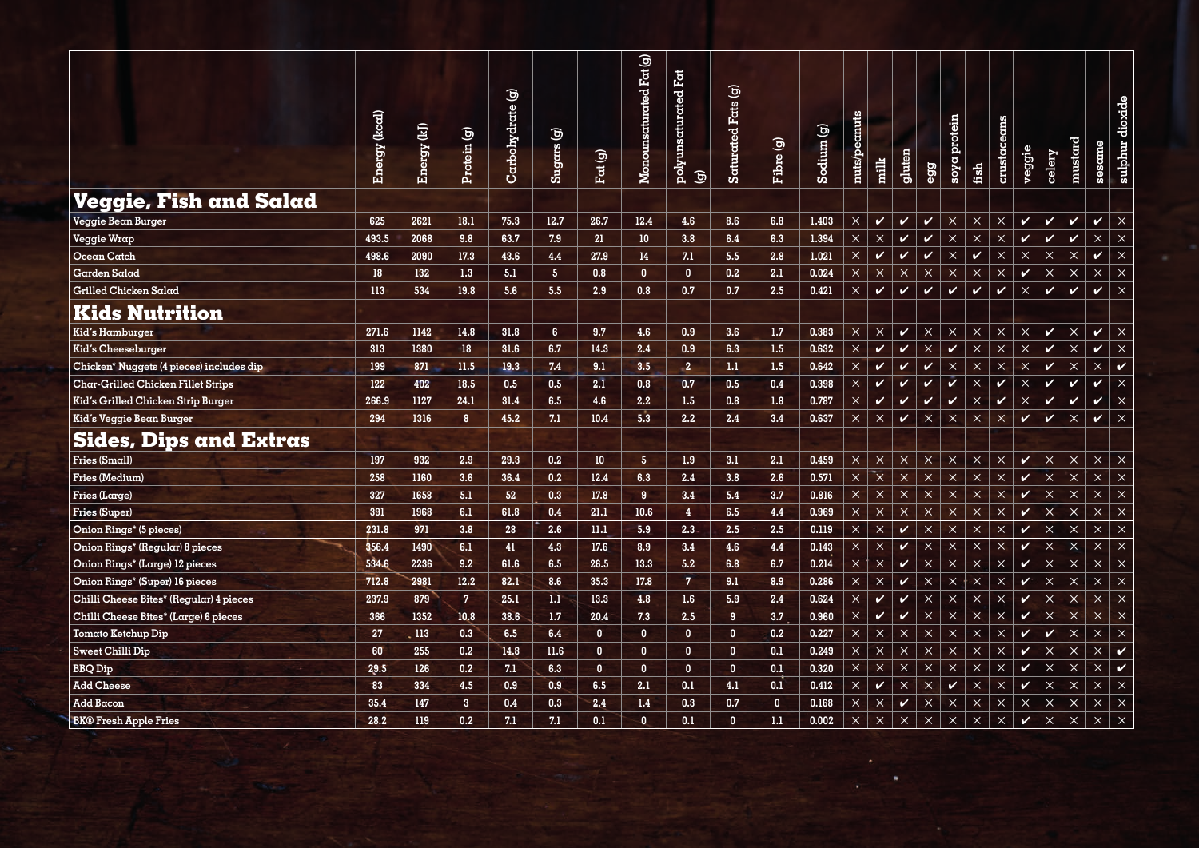| | Energy (kcal) | Energy (kJ) | Protein (g) | Carbohydrate (g) | Sugars (g) | Fat (g) | Monounsaturated Fat (g) | polyunsaturated Fat (g) | Saturated Fats (g) | Fibre (g) | Sodium (g) | nuts/peanuts | milk | gluten | egg | soya protein | fish | crustaceans | veggie | celery | mustard | sesame | sulphur dioxide |
|---|---|---|---|---|---|---|---|---|---|---|---|---|---|---|---|---|---|---|---|---|---|---|---|
| **Veggie, Fish and Salad** | | | | | | | | | | | | | | | | | | | | | | | |
| Veggie Bean Burger | 625 | 2621 | 18.1 | 75.3 | 12.7 | 26.7 | 12.4 | 4.6 | 8.6 | 6.8 | 1.403 | × | ✔ | ✔ | ✔ | × | × | × | ✔ | ✔ | ✔ | ✔ | × |
| Veggie Wrap | 493.5 | 2068 | 9.8 | 63.7 | 7.9 | 21 | 10 | 3.8 | 6.4 | 6.3 | 1.394 | × | × | ✔ | ✔ | × | × | × | ✔ | ✔ | ✔ | × | × |
| Ocean Catch | 498.6 | 2090 | 17.3 | 43.6 | 4.4 | 27.9 | 14 | 7.1 | 5.5 | 2.8 | 1.021 | × | ✔ | ✔ | ✔ | × | ✔ | × | × | × | × | ✔ | × |
| Garden Salad | 18 | 132 | 1.3 | 5.1 | 5 | 0.8 | 0 | 0 | 0.2 | 2.1 | 0.024 | × | × | × | × | × | × | × | ✔ | × | × | × | × |
| Grilled Chicken Salad | 113 | 534 | 19.8 | 5.6 | 5.5 | 2.9 | 0.8 | 0.7 | 0.7 | 2.5 | 0.421 | × | ✔ | ✔ | ✔ | ✔ | ✔ | ✔ | × | ✔ | ✔ | ✔ | × |
| **Kids Nutrition** | | | | | | | | | | | | | | | | | | | | | | | |
| Kid's Hamburger | 271.6 | 1142 | 14.8 | 31.8 | 6 | 9.7 | 4.6 | 0.9 | 3.6 | 1.7 | 0.383 | × | × | ✔ | × | × | × | × | × | ✔ | × | ✔ | × |
| Kid's Cheeseburger | 313 | 1380 | 18 | 31.6 | 6.7 | 14.3 | 2.4 | 0.9 | 6.3 | 1.5 | 0.632 | × | ✔ | ✔ | × | ✔ | × | × | × | ✔ | × | ✔ | × |
| Chicken* Nuggets (4 pieces) includes dip | 199 | 871 | 11.5 | 19.3 | 7.4 | 9.1 | 3.5 | 2 | 1.1 | 1.5 | 0.642 | × | ✔ | ✔ | ✔ | × | × | × | × | ✔ | × | × | ✔ |
| Char-Grilled Chicken Fillet Strips | 122 | 402 | 18.5 | 0.5 | 0.5 | 2.1 | 0.8 | 0.7 | 0.5 | 0.4 | 0.398 | × | ✔ | ✔ | ✔ | ✔ | × | ✔ | × | ✔ | ✔ | ✔ | × |
| Kid's Grilled Chicken Strip Burger | 266.9 | 1127 | 24.1 | 31.4 | 6.5 | 4.6 | 2.2 | 1.5 | 0.8 | 1.8 | 0.787 | × | ✔ | ✔ | ✔ | ✔ | × | ✔ | × | ✔ | ✔ | ✔ | × |
| Kid's Veggie Bean Burger | 294 | 1316 | 8 | 45.2 | 7.1 | 10.4 | 5.3 | 2.2 | 2.4 | 3.4 | 0.637 | × | × | ✔ | × | × | × | × | ✔ | ✔ | × | ✔ | × |
| **Sides, Dips and Extras** | | | | | | | | | | | | | | | | | | | | | | | |
| Fries (Small) | 197 | 932 | 2.9 | 29.3 | 0.2 | 10 | 5 | 1.9 | 3.1 | 2.1 | 0.459 | × | × | × | × | × | × | × | ✔ | × | × | × | × |
| Fries (Medium) | 258 | 1160 | 3.6 | 36.4 | 0.2 | 12.4 | 6.3 | 2.4 | 3.8 | 2.6 | 0.571 | × | × | × | × | × | × | × | ✔ | × | × | × | × |
| Fries (Large) | 327 | 1658 | 5.1 | 52 | 0.3 | 17.8 | 9 | 3.4 | 5.4 | 3.7 | 0.816 | × | × | × | × | × | × | × | ✔ | × | × | × | × |
| Fries (Super) | 391 | 1968 | 6.1 | 61.8 | 0.4 | 21.1 | 10.6 | 4 | 6.5 | 4.4 | 0.969 | × | × | × | × | × | × | × | ✔ | × | × | × | × |
| Onion Rings* (5 pieces) | 231.8 | 971 | 3.8 | 28 | 2.6 | 11.1 | 5.9 | 2.3 | 2.5 | 2.5 | 0.119 | × | × | ✔ | × | × | × | × | ✔ | × | × | × | × |
| Onion Rings* (Regular) 8 pieces | 356.4 | 1490 | 6.1 | 41 | 4.3 | 17.6 | 8.9 | 3.4 | 4.6 | 4.4 | 0.143 | × | × | ✔ | × | × | × | × | ✔ | × | × | × | × |
| Onion Rings* (Large) 12 pieces | 534.6 | 2236 | 9.2 | 61.6 | 6.5 | 26.5 | 13.3 | 5.2 | 6.8 | 6.7 | 0.214 | × | × | ✔ | × | × | × | × | ✔ | × | × | × | × |
| Onion Rings* (Super) 16 pieces | 712.8 | 2981 | 12.2 | 82.1 | 8.6 | 35.3 | 17.8 | 7 | 9.1 | 8.9 | 0.286 | × | × | ✔ | × | × | × | × | ✔ | × | × | × | × |
| Chilli Cheese Bites* (Regular) 4 pieces | 237.9 | 879 | 7 | 25.1 | 1.1 | 13.3 | 4.8 | 1.6 | 5.9 | 2.4 | 0.624 | × | ✔ | ✔ | × | × | × | × | ✔ | × | × | × | × |
| Chilli Cheese Bites* (Large) 6 pieces | 366 | 1352 | 10.8 | 38.6 | 1.7 | 20.4 | 7.3 | 2.5 | 9 | 3.7 | 0.960 | × | ✔ | ✔ | × | × | × | × | ✔ | × | × | × | × |
| Tomato Ketchup Dip | 27 | 113 | 0.3 | 6.5 | 6.4 | 0 | 0 | 0 | 0 | 0.2 | 0.227 | × | × | × | × | × | × | × | ✔ | ✔ | × | × | × |
| Sweet Chilli Dip | 60 | 255 | 0.2 | 14.8 | 11.6 | 0 | 0 | 0 | 0 | 0.1 | 0.249 | × | × | × | × | × | × | × | ✔ | × | × | × | ✔ |
| BBQ Dip | 29.5 | 126 | 0.2 | 7.1 | 6.3 | 0 | 0 | 0 | 0 | 0.1 | 0.320 | × | × | × | × | × | × | × | ✔ | × | × | × | ✔ |
| Add Cheese | 83 | 334 | 4.5 | 0.9 | 0.9 | 6.5 | 2.1 | 0.1 | 4.1 | 0.1 | 0.412 | × | ✔ | × | × | ✔ | × | × | ✔ | × | × | × | × |
| Add Bacon | 35.4 | 147 | 3 | 0.4 | 0.3 | 2.4 | 1.4 | 0.3 | 0.7 | 0 | 0.168 | × | × | ✔ | × | × | × | × | × | × | × | × | × |
| BK® Fresh Apple Fries | 28.2 | 119 | 0.2 | 7.1 | 7.1 | 0.1 | 0 | 0.1 | 0 | 1.1 | 0.002 | × | × | × | × | × | × | × | ✔ | × | × | × | × |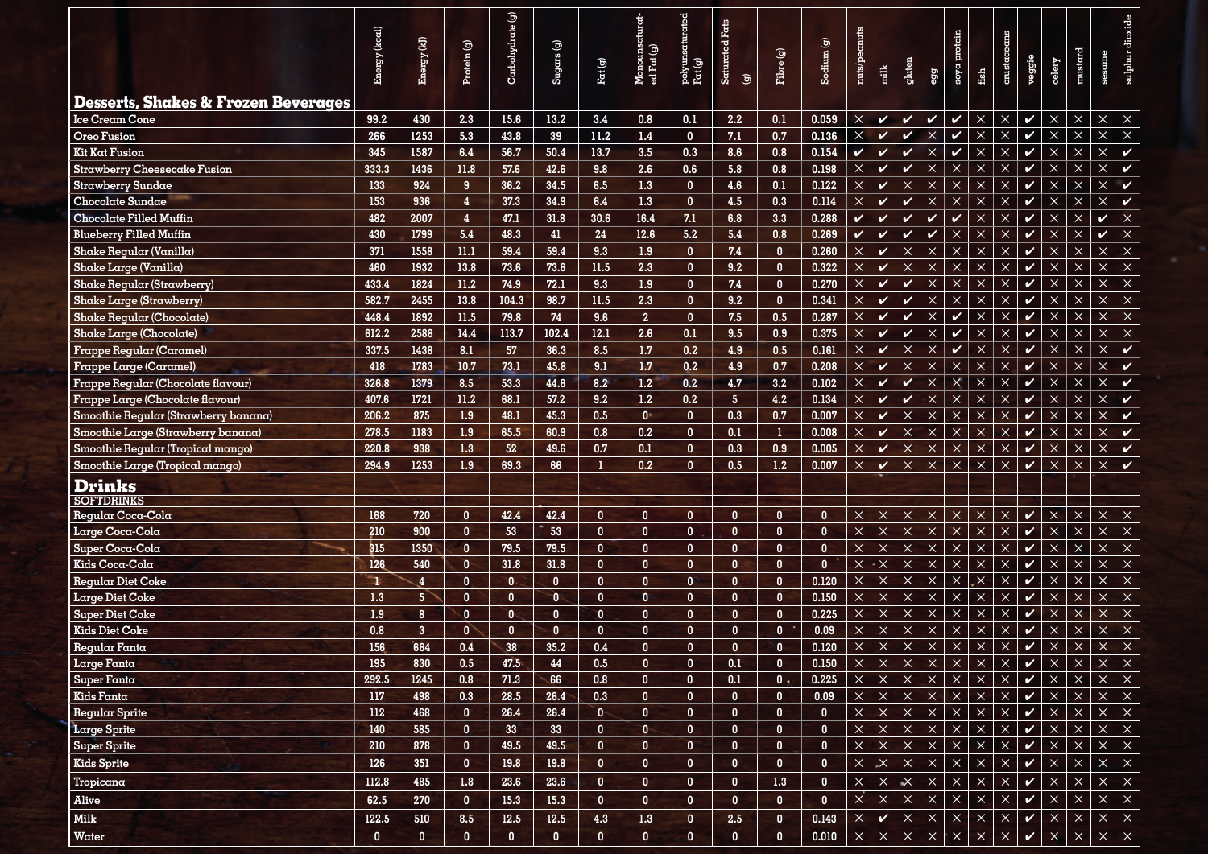| | Energy (kcal) | Energy (kJ) | Protein (g) | Carbohydrate (g) | Sugars (g) | Fat (g) | Monounsaturated Fat (g) | polyunsaturated Fat (g) | Saturated Fats (g) | Fibre (g) | Sodium (g) | nuts/peanuts | milk | gluten | egg | soya protein | fish | crustaceans | veggie | celery | mustard | sesame | sulphur dioxide |
|---|---|---|---|---|---|---|---|---|---|---|---|---|---|---|---|---|---|---|---|---|---|---|---|
| **Desserts, Shakes & Frozen Beverages** | | | | | | | | | | | | | | | | | | | | | | | |
| Ice Cream Cone | 99.2 | 430 | 2.3 | 15.6 | 13.2 | 3.4 | 0.8 | 0.1 | 2.2 | 0.1 | 0.059 | × | ✔ | ✔ | ✔ | ✔ | × | × | ✔ | × | × | × | × |
| Oreo Fusion | 266 | 1253 | 5.3 | 43.8 | 39 | 11.2 | 1.4 | 0 | 7.1 | 0.7 | 0.136 | × | ✔ | ✔ | × | ✔ | × | × | ✔ | × | × | × | × |
| Kit Kat Fusion | 345 | 1587 | 6.4 | 56.7 | 50.4 | 13.7 | 3.5 | 0.3 | 8.6 | 0.8 | 0.154 | ✔ | ✔ | ✔ | × | ✔ | × | × | ✔ | × | × | × | ✔ |
| Strawberry Cheesecake Fusion | 333.3 | 1436 | 11.8 | 57.6 | 42.6 | 9.8 | 2.6 | 0.6 | 5.8 | 0.8 | 0.198 | × | ✔ | ✔ | × | × | × | × | ✔ | × | × | × | ✔ |
| Strawberry Sundae | 133 | 924 | 9 | 36.2 | 34.5 | 6.5 | 1.3 | 0 | 4.6 | 0.1 | 0.122 | × | ✔ | × | × | × | × | × | ✔ | × | × | × | ✔ |
| Chocolate Sundae | 153 | 936 | 4 | 37.3 | 34.9 | 6.4 | 1.3 | 0 | 4.5 | 0.3 | 0.114 | × | ✔ | ✔ | × | × | × | × | ✔ | × | × | × | ✔ |
| Chocolate Filled Muffin | 482 | 2007 | 4 | 47.1 | 31.8 | 30.6 | 16.4 | 7.1 | 6.8 | 3.3 | 0.288 | ✔ | ✔ | ✔ | ✔ | ✔ | × | × | ✔ | × | × | ✔ | × |
| Blueberry Filled Muffin | 430 | 1799 | 5.4 | 48.3 | 41 | 24 | 12.6 | 5.2 | 5.4 | 0.8 | 0.269 | ✔ | ✔ | ✔ | ✔ | × | × | × | ✔ | × | × | ✔ | × |
| Shake Regular (Vanilla) | 371 | 1558 | 11.1 | 59.4 | 59.4 | 9.3 | 1.9 | 0 | 7.4 | 0 | 0.260 | × | ✔ | × | × | × | × | × | ✔ | × | × | × | × |
| Shake Large (Vanilla) | 460 | 1932 | 13.8 | 73.6 | 73.6 | 11.5 | 2.3 | 0 | 9.2 | 0 | 0.322 | × | ✔ | × | × | × | × | × | ✔ | × | × | × | × |
| Shake Regular (Strawberry) | 433.4 | 1824 | 11.2 | 74.9 | 72.1 | 9.3 | 1.9 | 0 | 7.4 | 0 | 0.270 | × | ✔ | ✔ | × | × | × | × | ✔ | × | × | × | × |
| Shake Large (Strawberry) | 582.7 | 2455 | 13.8 | 104.3 | 98.7 | 11.5 | 2.3 | 0 | 9.2 | 0 | 0.341 | × | ✔ | ✔ | × | × | × | × | ✔ | × | × | × | × |
| Shake Regular (Chocolate) | 448.4 | 1892 | 11.5 | 79.8 | 74 | 9.6 | 2 | 0 | 7.5 | 0.5 | 0.287 | × | ✔ | ✔ | × | ✔ | × | × | ✔ | × | × | × | × |
| Shake Large (Chocolate) | 612.2 | 2588 | 14.4 | 113.7 | 102.4 | 12.1 | 2.6 | 0.1 | 9.5 | 0.9 | 0.375 | × | ✔ | ✔ | × | ✔ | × | × | ✔ | × | × | × | × |
| Frappe Regular (Caramel) | 337.5 | 1438 | 8.1 | 57 | 36.3 | 8.5 | 1.7 | 0.2 | 4.9 | 0.5 | 0.161 | × | ✔ | × | × | ✔ | × | × | ✔ | × | × | × | ✔ |
| Frappe Large (Caramel) | 418 | 1783 | 10.7 | 73.1 | 45.8 | 9.1 | 1.7 | 0.2 | 4.9 | 0.7 | 0.208 | × | ✔ | × | × | × | × | × | ✔ | × | × | × | ✔ |
| Frappe Regular (Chocolate flavour) | 326.8 | 1379 | 8.5 | 53.3 | 44.6 | 8.2 | 1.2 | 0.2 | 4.7 | 3.2 | 0.102 | × | ✔ | ✔ | × | × | × | × | ✔ | × | × | × | ✔ |
| Frappe Large (Chocolate flavour) | 407.6 | 1721 | 11.2 | 68.1 | 57.2 | 9.2 | 1.2 | 0.2 | 5 | 4.2 | 0.134 | × | ✔ | ✔ | × | × | × | × | ✔ | × | × | × | ✔ |
| Smoothie Regular (Strawberry banana) | 206.2 | 875 | 1.9 | 48.1 | 45.3 | 0.5 | 0 | 0 | 0.3 | 0.7 | 0.007 | × | ✔ | × | × | × | × | × | ✔ | × | × | × | ✔ |
| Smoothie Large (Strawberry banana) | 278.5 | 1183 | 1.9 | 65.5 | 60.9 | 0.8 | 0.2 | 0 | 0.1 | 1 | 0.008 | × | ✔ | × | × | × | × | × | ✔ | × | × | × | ✔ |
| Smoothie Regular (Tropical mango) | 220.8 | 938 | 1.3 | 52 | 49.6 | 0.7 | 0.1 | 0 | 0.3 | 0.9 | 0.005 | × | ✔ | × | × | × | × | × | ✔ | × | × | × | ✔ |
| Smoothie Large (Tropical mango) | 294.9 | 1253 | 1.9 | 69.3 | 66 | 1 | 0.2 | 0 | 0.5 | 1.2 | 0.007 | × | ✔ | × | × | × | × | × | ✔ | × | × | × | ✔ |
| **Drinks** | | | | | | | | | | | | | | | | | | | | | | | |
| SOFTDRINKS | | | | | | | | | | | | | | | | | | | | | | | |
| Regular Coca-Cola | 168 | 720 | 0 | 42.4 | 42.4 | 0 | 0 | 0 | 0 | 0 | 0 | × | × | × | × | × | × | × | ✔ | × | × | × | × |
| Large Coca-Cola | 210 | 900 | 0 | 53 | 53 | 0 | 0 | 0 | 0 | 0 | 0 | × | × | × | × | × | × | × | ✔ | × | × | × | × |
| Super Coca-Cola | 315 | 1350 | 0 | 79.5 | 79.5 | 0 | 0 | 0 | 0 | 0 | 0 | × | × | × | × | × | × | × | ✔ | × | × | × | × |
| Kids Coca-Cola | 126 | 540 | 0 | 31.8 | 31.8 | 0 | 0 | 0 | 0 | 0 | 0 | × | × | × | × | × | × | × | ✔ | × | × | × | × |
| Regular Diet Coke | 1 | 4 | 0 | 0 | 0 | 0 | 0 | 0 | 0 | 0 | 0.120 | × | × | × | × | × | × | × | ✔ | × | × | × | × |
| Large Diet Coke | 1.3 | 5 | 0 | 0 | 0 | 0 | 0 | 0 | 0 | 0 | 0.150 | × | × | × | × | × | × | × | ✔ | × | × | × | × |
| Super Diet Coke | 1.9 | 8 | 0 | 0 | 0 | 0 | 0 | 0 | 0 | 0 | 0.225 | × | × | × | × | × | × | × | ✔ | × | × | × | × |
| Kids Diet Coke | 0.8 | 3 | 0 | 0 | 0 | 0 | 0 | 0 | 0 | 0 | 0.09 | × | × | × | × | × | × | × | ✔ | × | × | × | × |
| Regular Fanta | 156 | 664 | 0.4 | 38 | 35.2 | 0.4 | 0 | 0 | 0 | 0 | 0.120 | × | × | × | × | × | × | × | ✔ | × | × | × | × |
| Large Fanta | 195 | 830 | 0.5 | 47.5 | 44 | 0.5 | 0 | 0 | 0.1 | 0 | 0.150 | × | × | × | × | × | × | × | ✔ | × | × | × | × |
| Super Fanta | 292.5 | 1245 | 0.8 | 71.3 | 66 | 0.8 | 0 | 0 | 0.1 | 0 | 0.225 | × | × | × | × | × | × | × | ✔ | × | × | × | × |
| Kids Fanta | 117 | 498 | 0.3 | 28.5 | 26.4 | 0.3 | 0 | 0 | 0 | 0 | 0.09 | × | × | × | × | × | × | × | ✔ | × | × | × | × |
| Regular Sprite | 112 | 468 | 0 | 26.4 | 26.4 | 0 | 0 | 0 | 0 | 0 | 0 | × | × | × | × | × | × | × | ✔ | × | × | × | × |
| Large Sprite | 140 | 585 | 0 | 33 | 33 | 0 | 0 | 0 | 0 | 0 | 0 | × | × | × | × | × | × | × | ✔ | × | × | × | × |
| Super Sprite | 210 | 878 | 0 | 49.5 | 49.5 | 0 | 0 | 0 | 0 | 0 | 0 | × | × | × | × | × | × | × | ✔ | × | × | × | × |
| Kids Sprite | 126 | 351 | 0 | 19.8 | 19.8 | 0 | 0 | 0 | 0 | 0 | 0 | × | × | × | × | × | × | × | ✔ | × | × | × | × |
| Tropicana | 112.8 | 485 | 1.8 | 23.6 | 23.6 | 0 | 0 | 0 | 0 | 1.3 | 0 | × | × | × | × | × | × | × | ✔ | × | × | × | × |
| Alive | 62.5 | 270 | 0 | 15.3 | 15.3 | 0 | 0 | 0 | 0 | 0 | 0 | × | × | × | × | × | × | × | ✔ | × | × | × | × |
| Milk | 122.5 | 510 | 8.5 | 12.5 | 12.5 | 4.3 | 1.3 | 0 | 2.5 | 0 | 0.143 | × | ✔ | × | × | × | × | × | ✔ | × | × | × | × |
| Water | 0 | 0 | 0 | 0 | 0 | 0 | 0 | 0 | 0 | 0 | 0.010 | × | × | × | × | × | × | × | ✔ | × | × | × | × |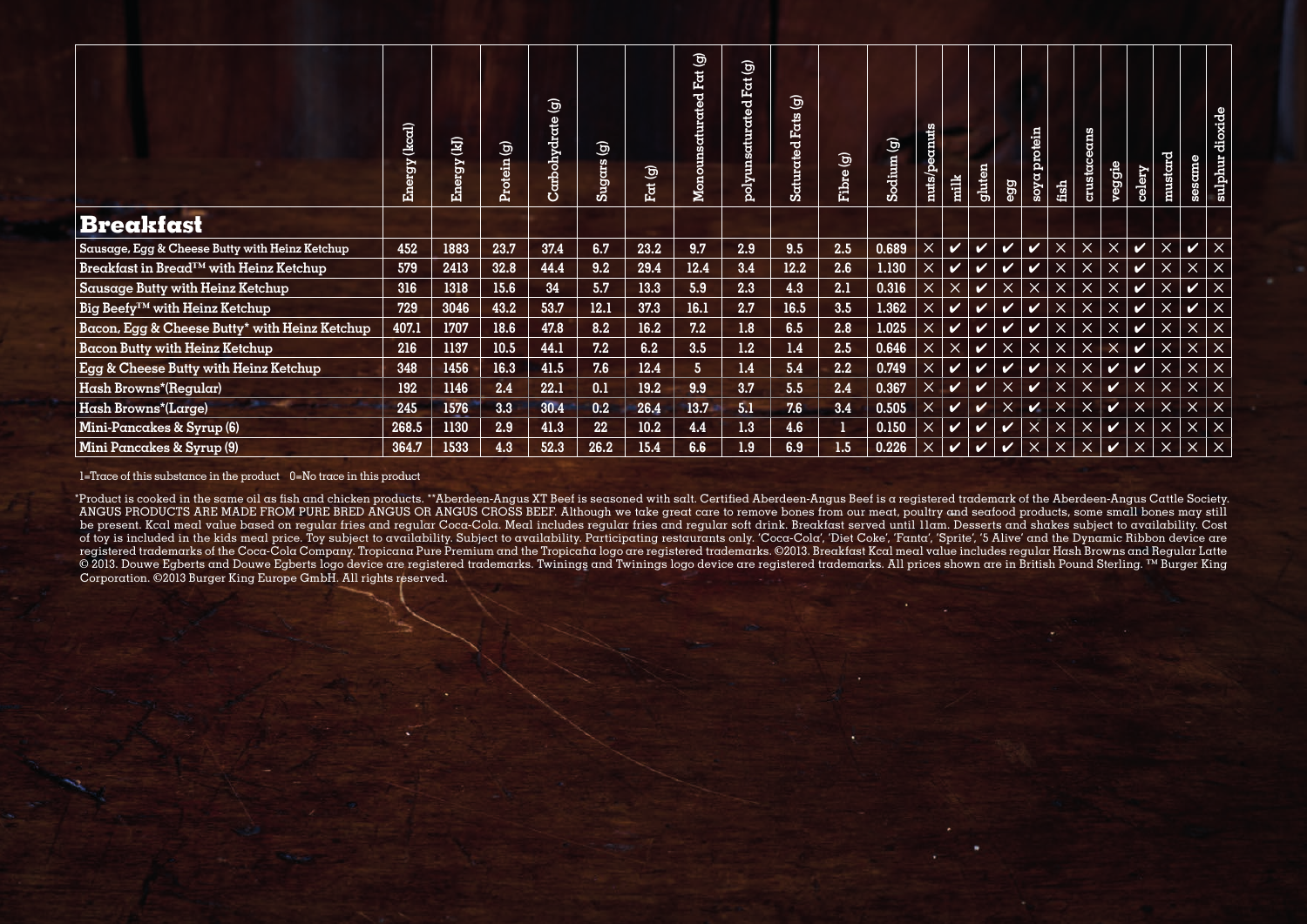| | Energy (kcal) | Energy (kJ) | Protein (g) | Carbohydrate (g) | Sugars (g) | Fat (g) | Monounsaturated Fat (g) | polyunsaturated Fat (g) | Saturated Fats (g) | Fibre (g) | Sodium (g) | nuts/peanuts | milk | gluten | egg | soya protein | fish | crustaceans | veggie | celery | mustard | sesame | sulphur dioxide |
|---|---|---|---|---|---|---|---|---|---|---|---|---|---|---|---|---|---|---|---|---|---|---|---|
| **Breakfast** | | | | | | | | | | | | | | | | | | | | | | | |
| Sausage, Egg & Cheese Butty with Heinz Ketchup | 452 | 1883 | 23.7 | 37.4 | 6.7 | 23.2 | 9.7 | 2.9 | 9.5 | 2.5 | 0.689 | × | ✔ | ✔ | ✔ | ✔ | × | × | × | ✔ | × | ✔ | × |
| Breakfast in Bread™ with Heinz Ketchup | 579 | 2413 | 32.8 | 44.4 | 9.2 | 29.4 | 12.4 | 3.4 | 12.2 | 2.6 | 1.130 | × | ✔ | ✔ | ✔ | ✔ | × | × | × | ✔ | × | × | × |
| Sausage Butty with Heinz Ketchup | 316 | 1318 | 15.6 | 34 | 5.7 | 13.3 | 5.9 | 2.3 | 4.3 | 2.1 | 0.316 | × | × | ✔ | × | × | × | × | × | ✔ | × | ✔ | × |
| Big Beefy™ with Heinz Ketchup | 729 | 3046 | 43.2 | 53.7 | 12.1 | 37.3 | 16.1 | 2.7 | 16.5 | 3.5 | 1.362 | × | ✔ | ✔ | ✔ | ✔ | × | × | × | ✔ | × | ✔ | × |
| Bacon, Egg & Cheese Butty* with Heinz Ketchup | 407.1 | 1707 | 18.6 | 47.8 | 8.2 | 16.2 | 7.2 | 1.8 | 6.5 | 2.8 | 1.025 | × | ✔ | ✔ | ✔ | ✔ | × | × | × | ✔ | × | × | × |
| Bacon Butty with Heinz Ketchup | 216 | 1137 | 10.5 | 44.1 | 7.2 | 6.2 | 3.5 | 1.2 | 1.4 | 2.5 | 0.646 | × | × | ✔ | × | × | × | × | × | ✔ | × | × | × |
| Egg & Cheese Butty with Heinz Ketchup | 348 | 1456 | 16.3 | 41.5 | 7.6 | 12.4 | 5 | 1.4 | 5.4 | 2.2 | 0.749 | × | ✔ | ✔ | ✔ | ✔ | × | × | ✔ | ✔ | × | × | × |
| Hash Browns*(Regular) | 192 | 1146 | 2.4 | 22.1 | 0.1 | 19.2 | 9.9 | 3.7 | 5.5 | 2.4 | 0.367 | × | ✔ | ✔ | × | ✔ | × | × | ✔ | × | × | × | × |
| Hash Browns*(Large) | 245 | 1576 | 3.3 | 30.4 | 0.2 | 26.4 | 13.7 | 5.1 | 7.6 | 3.4 | 0.505 | × | ✔ | ✔ | × | ✔ | × | × | ✔ | × | × | × | × |
| Mini-Pancakes & Syrup (6) | 268.5 | 1130 | 2.9 | 41.3 | 22 | 10.2 | 4.4 | 1.3 | 4.6 | 1 | 0.150 | × | ✔ | ✔ | ✔ | × | × | × | ✔ | × | × | × | × |
| Mini Pancakes & Syrup (9) | 364.7 | 1533 | 4.3 | 52.3 | 26.2 | 15.4 | 6.6 | 1.9 | 6.9 | 1.5 | 0.226 | × | ✔ | ✔ | ✔ | × | × | × | ✔ | × | × | × | × |

1=Trace of this substance in the product 0=No trace in this product

*Product is cooked in the same oil as fish and chicken products. **Aberdeen-Angus XT Beef is seasoned with salt. Certified Aberdeen-Angus Beef is a registered trademark of the Aberdeen-Angus Cattle Society. ANGUS PRODUCTS ARE MADE FROM PURE BRED ANGUS OR ANGUS CROSS BEEF. Although we take great care to remove bones from our meat, poultry and seafood products, some small bones may still be present. Kcal meal value based on regular fries and regular Coca-Cola. Meal includes regular fries and regular soft drink. Breakfast served until 11am. Desserts and shakes subject to availability. Cost of toy is included in the kids meal price. Toy subject to availability. Subject to availability. Participating restaurants only. 'Coca-Cola', 'Diet Coke', 'Fanta', 'Sprite', '5 Alive' and the Dynamic Ribbon device are registered trademarks of the Coca-Cola Company. Tropicana Pure Premium and the Tropicana logo are registered trademarks. ©2013. Breakfast Kcal meal value includes regular Hash Browns and Regular Latte © 2013. Douwe Egberts and Douwe Egberts logo device are registered trademarks. Twinings and Twinings logo device are registered trademarks. All prices shown are in British Pound Sterling. ™ Burger King Corporation. ©2013 Burger King Europe GmbH. All rights reserved.